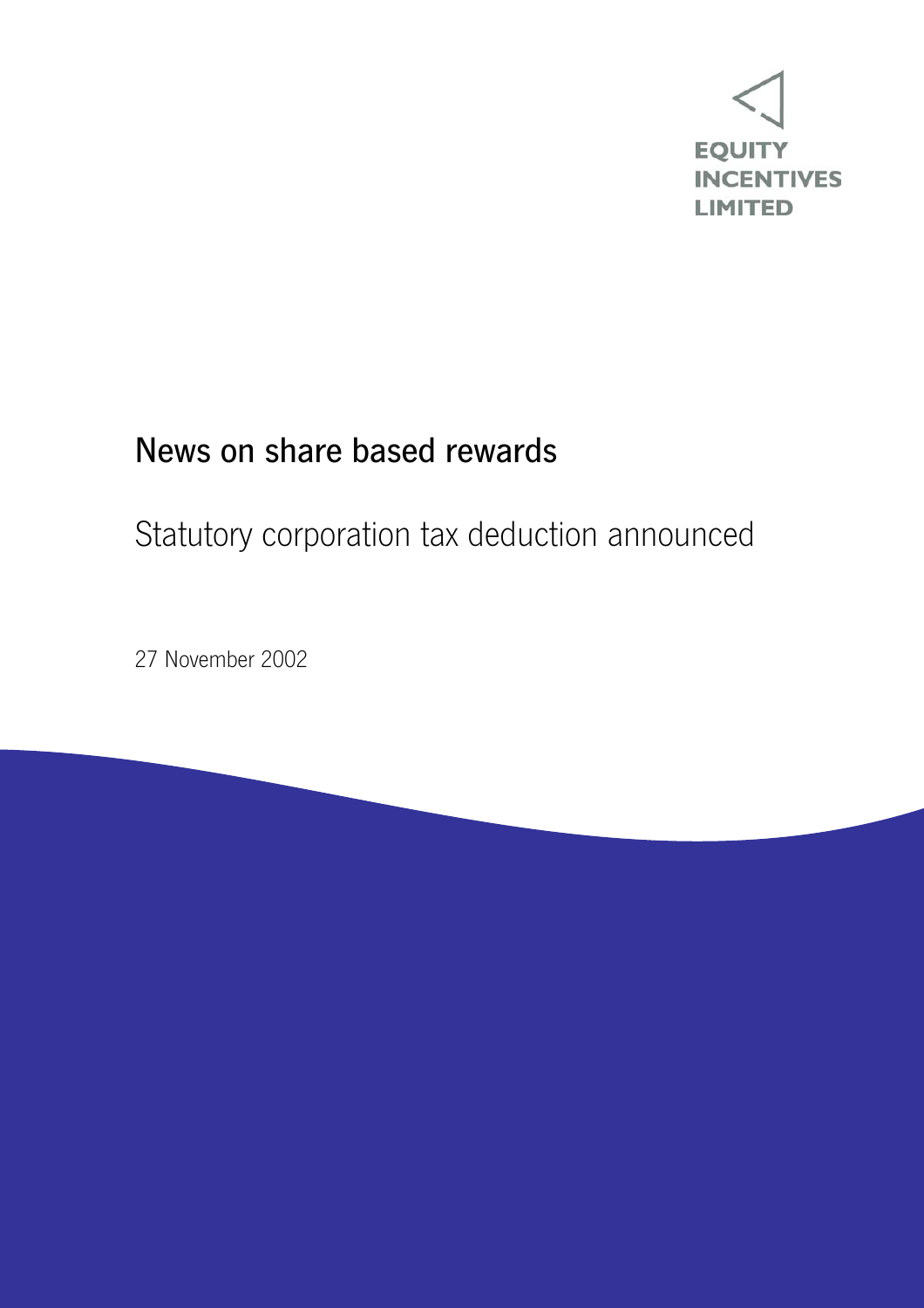EQUITY
INCENTIVES
LIMITED

# News on share based rewards

## Statutory corporation tax deduction announced

27 November 2002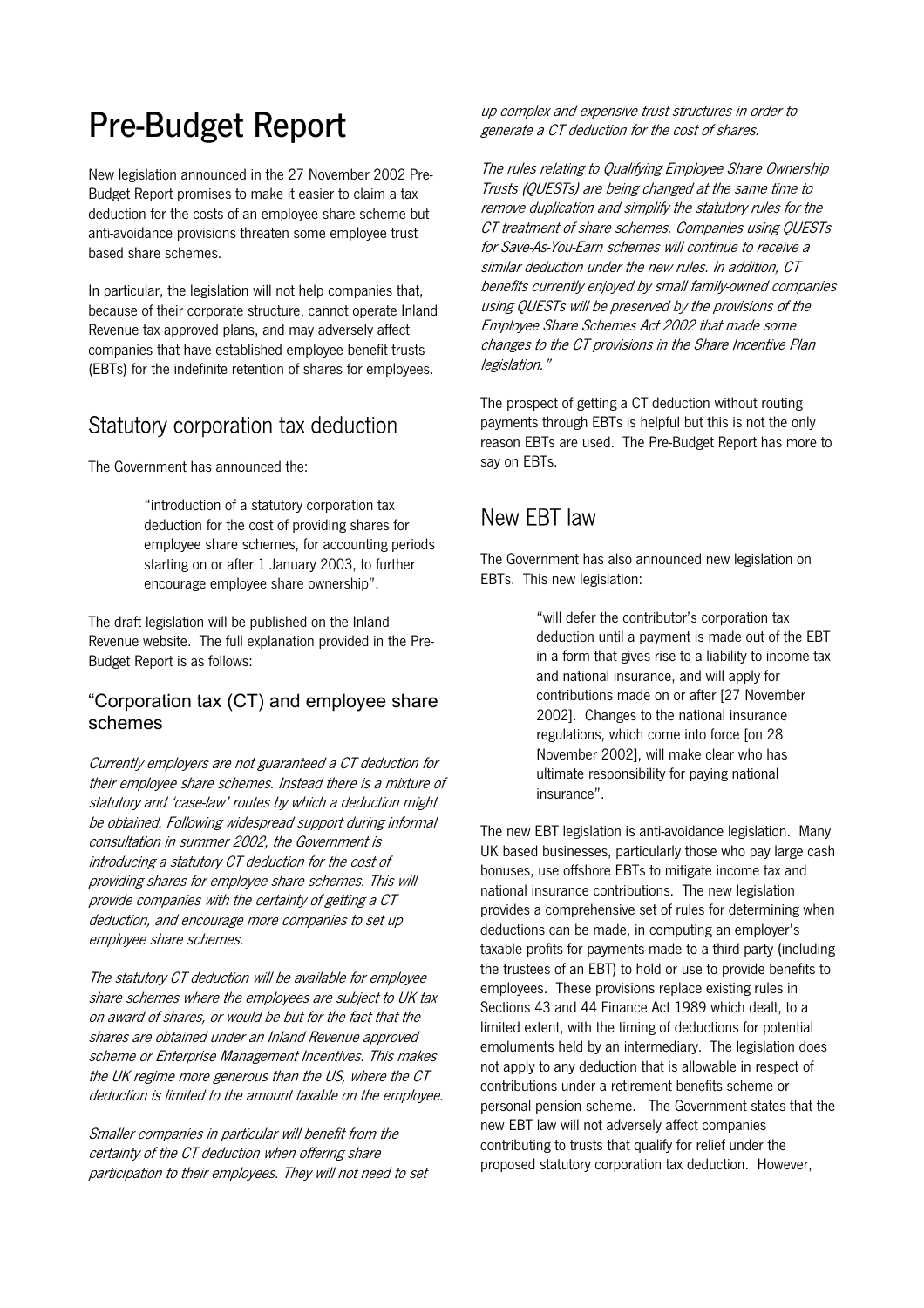# Pre-Budget Report

New legislation announced in the 27 November 2002 Pre-Budget Report promises to make it easier to claim a tax deduction for the costs of an employee share scheme but anti-avoidance provisions threaten some employee trust based share schemes.

In particular, the legislation will not help companies that, because of their corporate structure, cannot operate Inland Revenue tax approved plans, and may adversely affect companies that have established employee benefit trusts (EBTs) for the indefinite retention of shares for employees.

## Statutory corporation tax deduction

The Government has announced the:

> "introduction of a statutory corporation tax deduction for the cost of providing shares for employee share schemes, for accounting periods starting on or after 1 January 2003, to further encourage employee share ownership".

The draft legislation will be published on the Inland Revenue website. The full explanation provided in the Pre-Budget Report is as follows:

### "Corporation tax (CT) and employee share schemes

*Currently employers are not guaranteed a CT deduction for their employee share schemes. Instead there is a mixture of statutory and 'case-law' routes by which a deduction might be obtained. Following widespread support during informal consultation in summer 2002, the Government is introducing a statutory CT deduction for the cost of providing shares for employee share schemes. This will provide companies with the certainty of getting a CT deduction, and encourage more companies to set up employee share schemes.*

*The statutory CT deduction will be available for employee share schemes where the employees are subject to UK tax on award of shares, or would be but for the fact that the shares are obtained under an Inland Revenue approved scheme or Enterprise Management Incentives. This makes the UK regime more generous than the US, where the CT deduction is limited to the amount taxable on the employee.*

*Smaller companies in particular will benefit from the certainty of the CT deduction when offering share participation to their employees. They will not need to set up complex and expensive trust structures in order to generate a CT deduction for the cost of shares.*

*The rules relating to Qualifying Employee Share Ownership Trusts (QUESTs) are being changed at the same time to remove duplication and simplify the statutory rules for the CT treatment of share schemes. Companies using QUESTs for Save-As-You-Earn schemes will continue to receive a similar deduction under the new rules. In addition, CT benefits currently enjoyed by small family-owned companies using QUESTs will be preserved by the provisions of the Employee Share Schemes Act 2002 that made some changes to the CT provisions in the Share Incentive Plan legislation."*

The prospect of getting a CT deduction without routing payments through EBTs is helpful but this is not the only reason EBTs are used. The Pre-Budget Report has more to say on EBTs.

## New EBT law

The Government has also announced new legislation on EBTs. This new legislation:

> "will defer the contributor's corporation tax deduction until a payment is made out of the EBT in a form that gives rise to a liability to income tax and national insurance, and will apply for contributions made on or after [27 November 2002]. Changes to the national insurance regulations, which come into force [on 28 November 2002], will make clear who has ultimate responsibility for paying national insurance".

The new EBT legislation is anti-avoidance legislation. Many UK based businesses, particularly those who pay large cash bonuses, use offshore EBTs to mitigate income tax and national insurance contributions. The new legislation provides a comprehensive set of rules for determining when deductions can be made, in computing an employer's taxable profits for payments made to a third party (including the trustees of an EBT) to hold or use to provide benefits to employees. These provisions replace existing rules in Sections 43 and 44 Finance Act 1989 which dealt, to a limited extent, with the timing of deductions for potential emoluments held by an intermediary. The legislation does not apply to any deduction that is allowable in respect of contributions under a retirement benefits scheme or personal pension scheme. The Government states that the new EBT law will not adversely affect companies contributing to trusts that qualify for relief under the proposed statutory corporation tax deduction. However,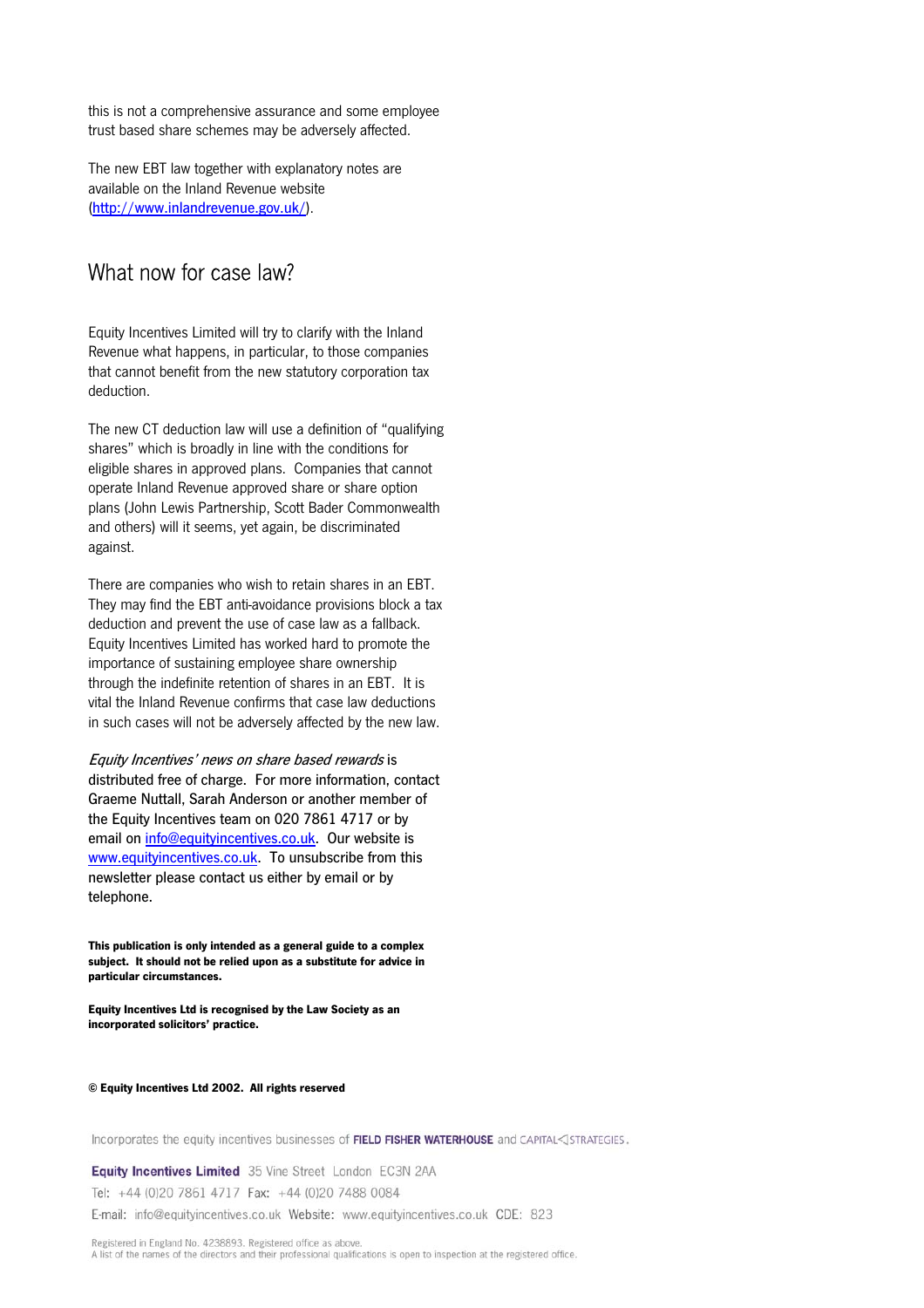this is not a comprehensive assurance and some employee trust based share schemes may be adversely affected.

The new EBT law together with explanatory notes are available on the Inland Revenue website (http://www.inlandrevenue.gov.uk/).

## What now for case law?

Equity Incentives Limited will try to clarify with the Inland Revenue what happens, in particular, to those companies that cannot benefit from the new statutory corporation tax deduction.

The new CT deduction law will use a definition of "qualifying shares" which is broadly in line with the conditions for eligible shares in approved plans. Companies that cannot operate Inland Revenue approved share or share option plans (John Lewis Partnership, Scott Bader Commonwealth and others) will it seems, yet again, be discriminated against.

There are companies who wish to retain shares in an EBT. They may find the EBT anti-avoidance provisions block a tax deduction and prevent the use of case law as a fallback. Equity Incentives Limited has worked hard to promote the importance of sustaining employee share ownership through the indefinite retention of shares in an EBT. It is vital the Inland Revenue confirms that case law deductions in such cases will not be adversely affected by the new law.

*Equity Incentives' news on share based rewards* is distributed free of charge. For more information, contact Graeme Nuttall, Sarah Anderson or another member of the Equity Incentives team on 020 7861 4717 or by email on info@equityincentives.co.uk. Our website is www.equityincentives.co.uk. To unsubscribe from this newsletter please contact us either by email or by telephone.

**This publication is only intended as a general guide to a complex subject. It should not be relied upon as a substitute for advice in particular circumstances.**

**Equity Incentives Ltd is recognised by the Law Society as an incorporated solicitors' practice.**

**© Equity Incentives Ltd 2002. All rights reserved**

Incorporates the equity incentives businesses of **FIELD FISHER WATERHOUSE** and CAPITAL STRATEGIES.

**Equity Incentives Limited** 35 Vine Street London EC3N 2AA
Tel: +44 (0)20 7861 4717 Fax: +44 (0)20 7488 0084
E-mail: info@equityincentives.co.uk Website: www.equityincentives.co.uk CDE: 823

Registered in England No. 4238893. Registered office as above.
A list of the names of the directors and their professional qualifications is open to inspection at the registered office.